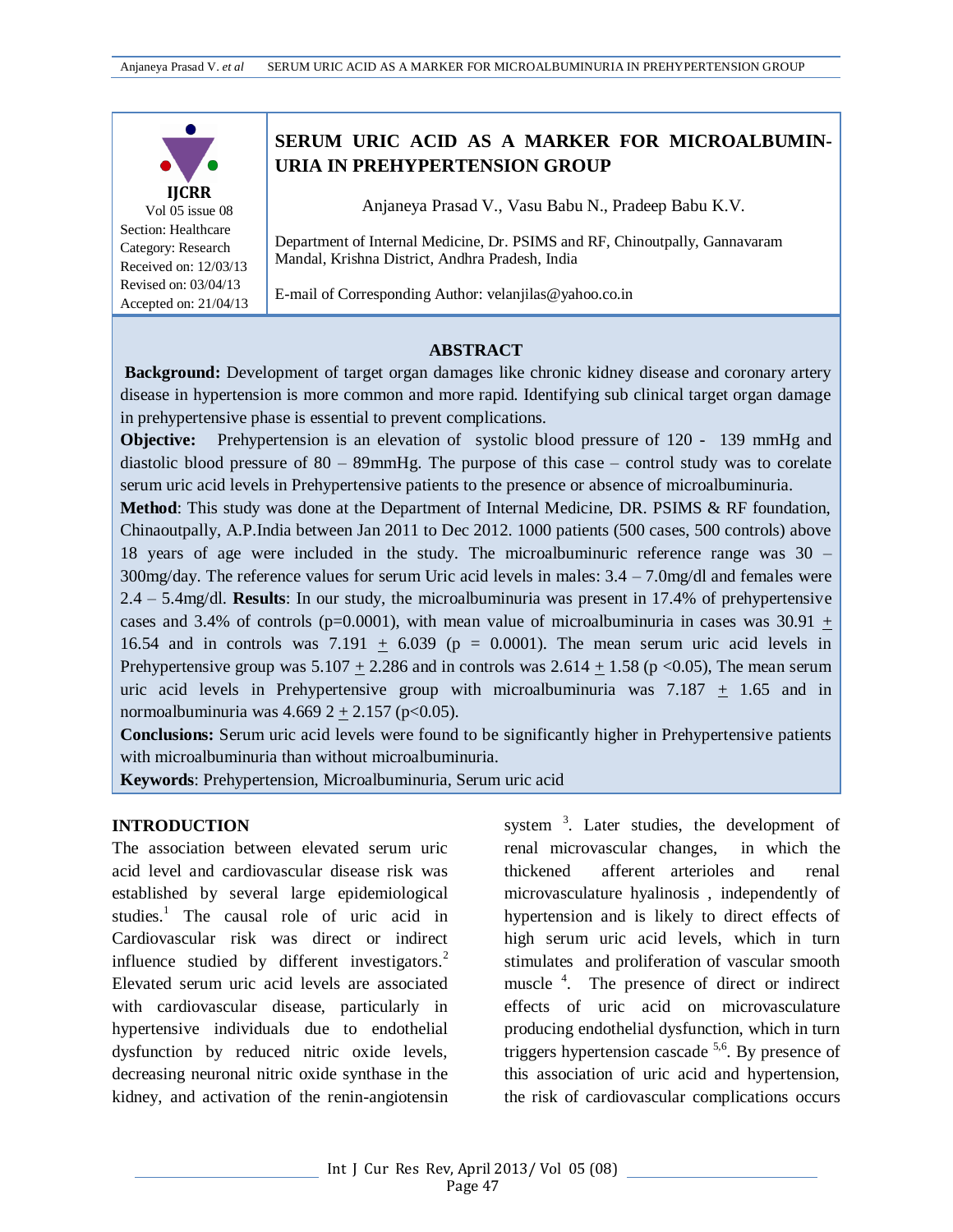IJCRR
Vol 05 issue 08
Section: Healthcare
Category: Research
Received on: 12/03/13
Revised on: 03/04/13
Accepted on: 21/04/13

# SERUM URIC ACID AS A MARKER FOR MICROALBUMINURIA IN PREHYPERTENSION GROUP

Anjaneya Prasad V., Vasu Babu N., Pradeep Babu K.V.

Department of Internal Medicine, Dr. PSIMS and RF, Chinoutpally, Gannavaram Mandal, Krishna District, Andhra Pradesh, India

E-mail of Corresponding Author: velanjilas@yahoo.co.in

## ABSTRACT

**Background:** Development of target organ damages like chronic kidney disease and coronary artery disease in hypertension is more common and more rapid. Identifying sub clinical target organ damage in prehypertensive phase is essential to prevent complications.

**Objective:** Prehypertension is an elevation of systolic blood pressure of 120 - 139 mmHg and diastolic blood pressure of 80 – 89mmHg. The purpose of this case – control study was to corelate serum uric acid levels in Prehypertensive patients to the presence or absence of microalbuminuria.

**Method**: This study was done at the Department of Internal Medicine, DR. PSIMS & RF foundation, Chinaoutpally, A.P.India between Jan 2011 to Dec 2012. 1000 patients (500 cases, 500 controls) above 18 years of age were included in the study. The microalbuminuric reference range was 30 – 300mg/day. The reference values for serum Uric acid levels in males: 3.4 – 7.0mg/dl and females were 2.4 – 5.4mg/dl. **Results**: In our study, the microalbuminuria was present in 17.4% of prehypertensive cases and 3.4% of controls (p=0.0001), with mean value of microalbuminuria in cases was 30.91 $\pm$ 16.54 and in controls was 7.191 $\pm$ 6.039 (p = 0.0001). The mean serum uric acid levels in Prehypertensive group was 5.107 $\pm$ 2.286 and in controls was 2.614 $\pm$ 1.58 ($p < 0.05$), The mean serum uric acid levels in Prehypertensive group with microalbuminuria was 7.187 $\pm$ 1.65 and in normoalbuminuria was 4.669 2 $\pm$ 2.157 ($p<0.05$).

**Conclusions:** Serum uric acid levels were found to be significantly higher in Prehypertensive patients with microalbuminuria than without microalbuminuria.

**Keywords**: Prehypertension, Microalbuminuria, Serum uric acid

## INTRODUCTION

The association between elevated serum uric acid level and cardiovascular disease risk was established by several large epidemiological studies.[1] The causal role of uric acid in Cardiovascular risk was direct or indirect influence studied by different investigators.[2] Elevated serum uric acid levels are associated with cardiovascular disease, particularly in hypertensive individuals due to endothelial dysfunction by reduced nitric oxide levels, decreasing neuronal nitric oxide synthase in the kidney, and activation of the renin-angiotensin system [3]. Later studies, the development of renal microvascular changes, in which the thickened afferent arterioles and renal microvasculature hyalinosis , independently of hypertension and is likely to direct effects of high serum uric acid levels, which in turn stimulates and proliferation of vascular smooth muscle [4]. The presence of direct or indirect effects of uric acid on microvasculature producing endothelial dysfunction, which in turn triggers hypertension cascade [5,6]. By presence of this association of uric acid and hypertension, the risk of cardiovascular complications occurs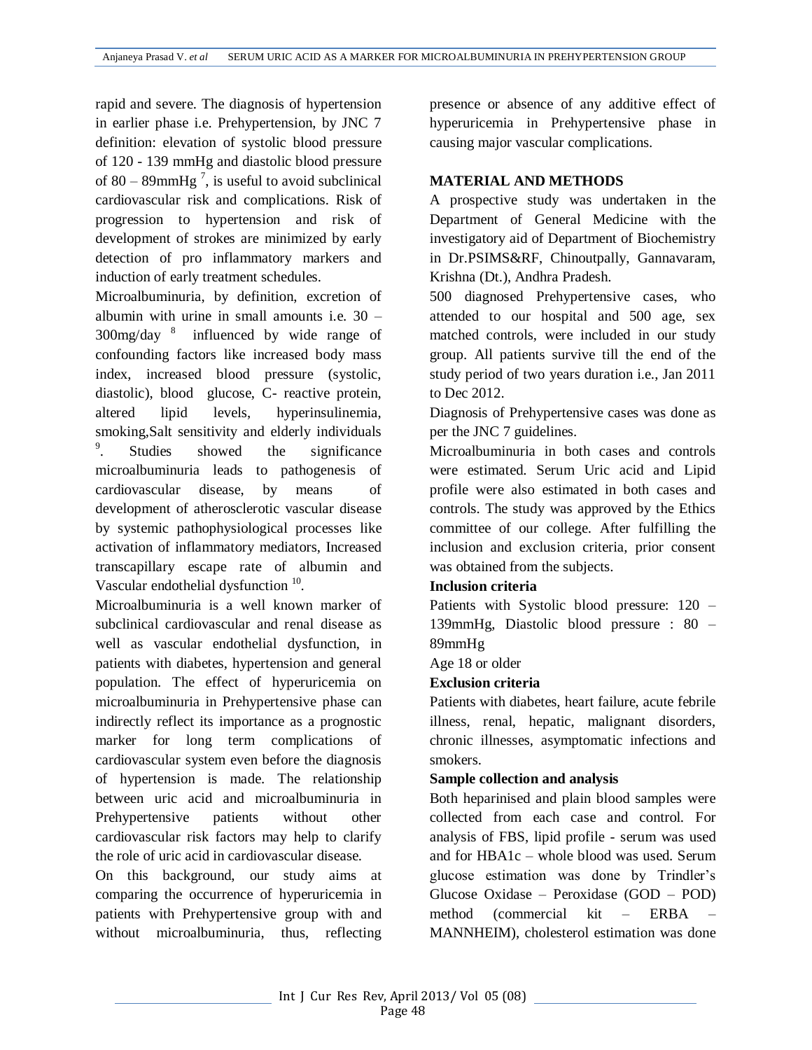rapid and severe. The diagnosis of hypertension in earlier phase i.e. Prehypertension, by JNC 7 definition: elevation of systolic blood pressure of 120 - 139 mmHg and diastolic blood pressure of 80 – 89mmHg [7], is useful to avoid subclinical cardiovascular risk and complications. Risk of progression to hypertension and risk of development of strokes are minimized by early detection of pro inflammatory markers and induction of early treatment schedules.

Microalbuminuria, by definition, excretion of albumin with urine in small amounts i.e. 30 – 300mg/day [8] influenced by wide range of confounding factors like increased body mass index, increased blood pressure (systolic, diastolic), blood glucose, C- reactive protein, altered lipid levels, hyperinsulinemia, smoking,Salt sensitivity and elderly individuals [9]. Studies showed the significance microalbuminuria leads to pathogenesis of cardiovascular disease, by means of development of atherosclerotic vascular disease by systemic pathophysiological processes like activation of inflammatory mediators, Increased transcapillary escape rate of albumin and Vascular endothelial dysfunction [10].

Microalbuminuria is a well known marker of subclinical cardiovascular and renal disease as well as vascular endothelial dysfunction, in patients with diabetes, hypertension and general population. The effect of hyperuricemia on microalbuminuria in Prehypertensive phase can indirectly reflect its importance as a prognostic marker for long term complications of cardiovascular system even before the diagnosis of hypertension is made. The relationship between uric acid and microalbuminuria in Prehypertensive patients without other cardiovascular risk factors may help to clarify the role of uric acid in cardiovascular disease.

On this background, our study aims at comparing the occurrence of hyperuricemia in patients with Prehypertensive group with and without microalbuminuria, thus, reflecting presence or absence of any additive effect of hyperuricemia in Prehypertensive phase in causing major vascular complications.

## MATERIAL AND METHODS

A prospective study was undertaken in the Department of General Medicine with the investigatory aid of Department of Biochemistry in Dr.PSIMS&RF, Chinoutpally, Gannavaram, Krishna (Dt.), Andhra Pradesh.

500 diagnosed Prehypertensive cases, who attended to our hospital and 500 age, sex matched controls, were included in our study group. All patients survive till the end of the study period of two years duration i.e., Jan 2011 to Dec 2012.

Diagnosis of Prehypertensive cases was done as per the JNC 7 guidelines.

Microalbuminuria in both cases and controls were estimated. Serum Uric acid and Lipid profile were also estimated in both cases and controls. The study was approved by the Ethics committee of our college. After fulfilling the inclusion and exclusion criteria, prior consent was obtained from the subjects.

**Inclusion criteria**

Patients with Systolic blood pressure: 120 – 139mmHg, Diastolic blood pressure : 80 – 89mmHg

Age 18 or older

**Exclusion criteria**

Patients with diabetes, heart failure, acute febrile illness, renal, hepatic, malignant disorders, chronic illnesses, asymptomatic infections and smokers.

**Sample collection and analysis**

Both heparinised and plain blood samples were collected from each case and control. For analysis of FBS, lipid profile - serum was used and for HBA1c – whole blood was used. Serum glucose estimation was done by Trindler's Glucose Oxidase – Peroxidase (GOD – POD) method (commercial kit – ERBA – MANNHEIM), cholesterol estimation was done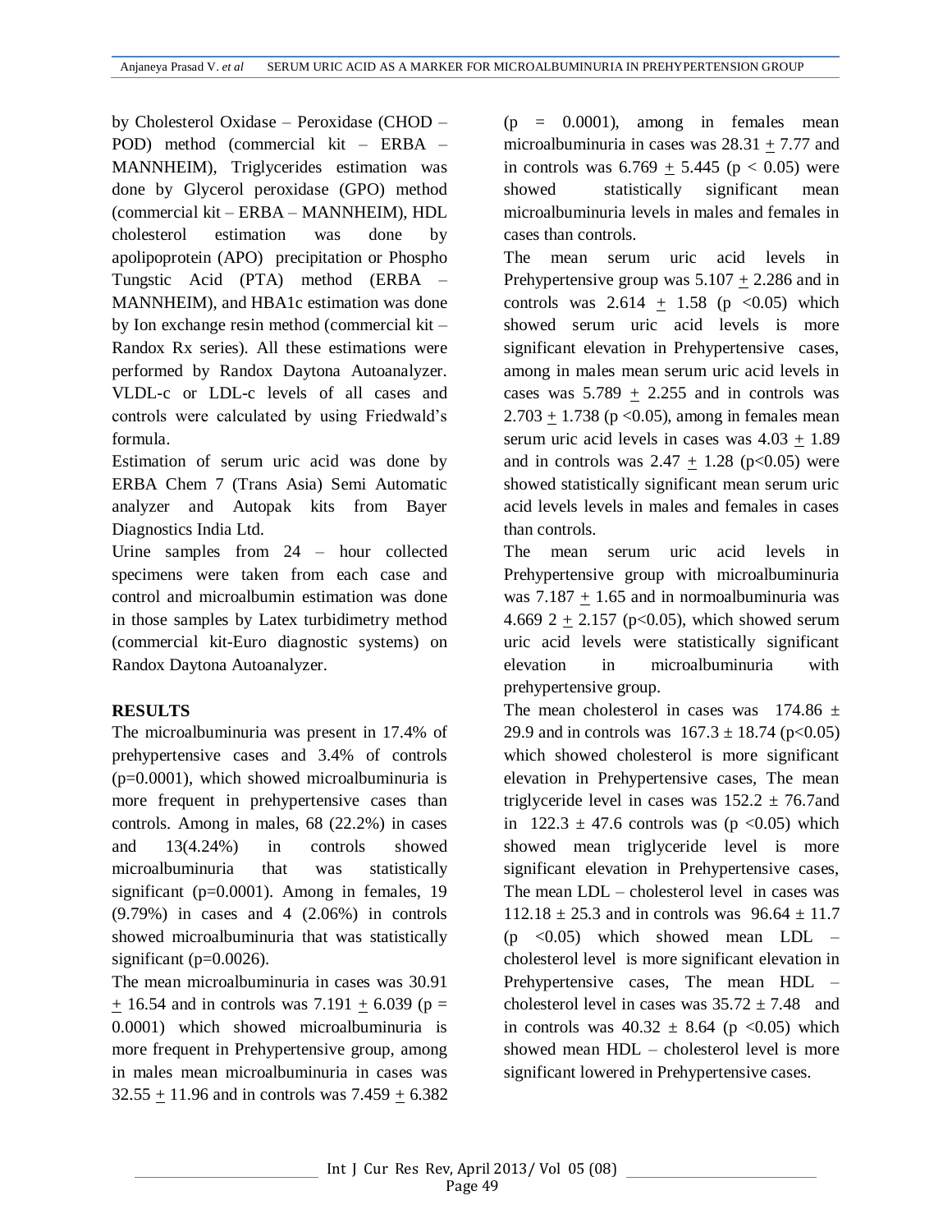by Cholesterol Oxidase – Peroxidase (CHOD – POD) method (commercial kit – ERBA – MANNHEIM), Triglycerides estimation was done by Glycerol peroxidase (GPO) method (commercial kit – ERBA – MANNHEIM), HDL cholesterol estimation was done by apolipoprotein (APO) precipitation or Phospho Tungstic Acid (PTA) method (ERBA – MANNHEIM), and HBA1c estimation was done by Ion exchange resin method (commercial kit – Randox Rx series). All these estimations were performed by Randox Daytona Autoanalyzer. VLDL-c or LDL-c levels of all cases and controls were calculated by using Friedwald's formula.

Estimation of serum uric acid was done by ERBA Chem 7 (Trans Asia) Semi Automatic analyzer and Autopak kits from Bayer Diagnostics India Ltd.

Urine samples from 24 – hour collected specimens were taken from each case and control and microalbumin estimation was done in those samples by Latex turbidimetry method (commercial kit-Euro diagnostic systems) on Randox Daytona Autoanalyzer.

## RESULTS

The microalbuminuria was present in 17.4% of prehypertensive cases and 3.4% of controls ($p=0.0001$), which showed microalbuminuria is more frequent in prehypertensive cases than controls. Among in males, 68 (22.2%) in cases and 13(4.24%) in controls showed microalbuminuria that was statistically significant ($p=0.0001$). Among in females, 19 (9.79%) in cases and 4 (2.06%) in controls showed microalbuminuria that was statistically significant ($p=0.0026$).

The mean microalbuminuria in cases was $30.91 \pm 16.54$ and in controls was $7.191 \pm 6.039$ ($p = 0.0001$) which showed microalbuminuria is more frequent in Prehypertensive group, among in males mean microalbuminuria in cases was $32.55 \pm 11.96$ and in controls was $7.459 \pm 6.382$ ($p = 0.0001$), among in females mean microalbuminuria in cases was $28.31 \pm 7.77$ and in controls was $6.769 \pm 5.445$ ($p < 0.05$) were showed statistically significant mean microalbuminuria levels in males and females in cases than controls.

The mean serum uric acid levels in Prehypertensive group was $5.107 \pm 2.286$ and in controls was $2.614 \pm 1.58$ ($p < 0.05$) which showed serum uric acid levels is more significant elevation in Prehypertensive cases, among in males mean serum uric acid levels in cases was $5.789 \pm 2.255$ and in controls was $2.703 \pm 1.738$ ($p < 0.05$), among in females mean serum uric acid levels in cases was $4.03 \pm 1.89$ and in controls was $2.47 \pm 1.28$ ($p<0.05$) were showed statistically significant mean serum uric acid levels levels in males and females in cases than controls.

The mean serum uric acid levels in Prehypertensive group with microalbuminuria was $7.187 \pm 1.65$ and in normoalbuminuria was $4.669\ 2 \pm 2.157$ ($p<0.05$), which showed serum uric acid levels were statistically significant elevation in microalbuminuria with prehypertensive group.

The mean cholesterol in cases was $174.86 \pm 29.9$ and in controls was $167.3 \pm 18.74$ ($p<0.05$) which showed cholesterol is more significant elevation in Prehypertensive cases, The mean triglyceride level in cases was $152.2 \pm 76.7$and in $122.3 \pm 47.6$ controls was ($p <0.05$) which showed mean triglyceride level is more significant elevation in Prehypertensive cases, The mean LDL – cholesterol level in cases was $112.18 \pm 25.3$ and in controls was $96.64 \pm 11.7$ ($p <0.05$) which showed mean LDL – cholesterol level is more significant elevation in Prehypertensive cases, The mean HDL – cholesterol level in cases was $35.72 \pm 7.48$ and in controls was $40.32 \pm 8.64$ ($p <0.05$) which showed mean HDL – cholesterol level is more significant lowered in Prehypertensive cases.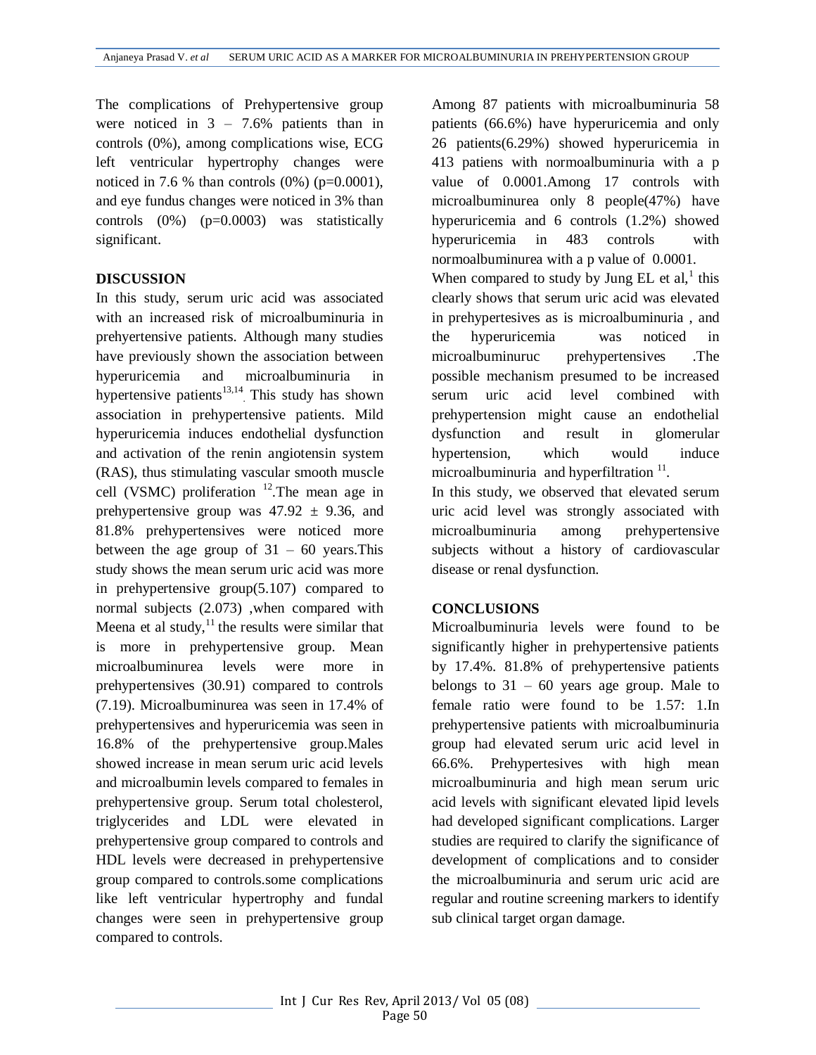The complications of Prehypertensive group were noticed in 3 – 7.6% patients than in controls (0%), among complications wise, ECG left ventricular hypertrophy changes were noticed in 7.6 % than controls (0%) (p=0.0001), and eye fundus changes were noticed in 3% than controls (0%) (p=0.0003) was statistically significant.

## DISCUSSION

In this study, serum uric acid was associated with an increased risk of microalbuminuria in prehyertensive patients. Although many studies have previously shown the association between hyperuricemia and microalbuminuria in hypertensive patients[13,14]. This study has shown association in prehypertensive patients. Mild hyperuricemia induces endothelial dysfunction and activation of the renin angiotensin system (RAS), thus stimulating vascular smooth muscle cell (VSMC) proliferation [12].The mean age in prehypertensive group was 47.92 ± 9.36, and 81.8% prehypertensives were noticed more between the age group of 31 – 60 years.This study shows the mean serum uric acid was more in prehypertensive group(5.107) compared to normal subjects (2.073) ,when compared with Meena et al study,[11] the results were similar that is more in prehypertensive group. Mean microalbuminurea levels were more in prehypertensives (30.91) compared to controls (7.19). Microalbuminurea was seen in 17.4% of prehypertensives and hyperuricemia was seen in 16.8% of the prehypertensive group.Males showed increase in mean serum uric acid levels and microalbumin levels compared to females in prehypertensive group. Serum total cholesterol, triglycerides and LDL were elevated in prehypertensive group compared to controls and HDL levels were decreased in prehypertensive group compared to controls.some complications like left ventricular hypertrophy and fundal changes were seen in prehypertensive group compared to controls.

Among 87 patients with microalbuminuria 58 patients (66.6%) have hyperuricemia and only 26 patients(6.29%) showed hyperuricemia in 413 patiens with normoalbuminuria with a p value of 0.0001.Among 17 controls with microalbuminurea only 8 people(47%) have hyperuricemia and 6 controls (1.2%) showed hyperuricemia in 483 controls with normoalbuminurea with a p value of 0.0001.

When compared to study by Jung EL et al,[1] this clearly shows that serum uric acid was elevated in prehypertesives as is microalbuminuria , and the hyperuricemia was noticed in microalbuminuruc prehypertensives .The possible mechanism presumed to be increased serum uric acid level combined with prehypertension might cause an endothelial dysfunction and result in glomerular hypertension, which would induce microalbuminuria and hyperfiltration [11].

In this study, we observed that elevated serum uric acid level was strongly associated with microalbuminuria among prehypertensive subjects without a history of cardiovascular disease or renal dysfunction.

## CONCLUSIONS

Microalbuminuria levels were found to be significantly higher in prehypertensive patients by 17.4%. 81.8% of prehypertensive patients belongs to 31 – 60 years age group. Male to female ratio were found to be 1.57: 1.In prehypertensive patients with microalbuminuria group had elevated serum uric acid level in 66.6%. Prehypertesives with high mean microalbuminuria and high mean serum uric acid levels with significant elevated lipid levels had developed significant complications. Larger studies are required to clarify the significance of development of complications and to consider the microalbuminuria and serum uric acid are regular and routine screening markers to identify sub clinical target organ damage.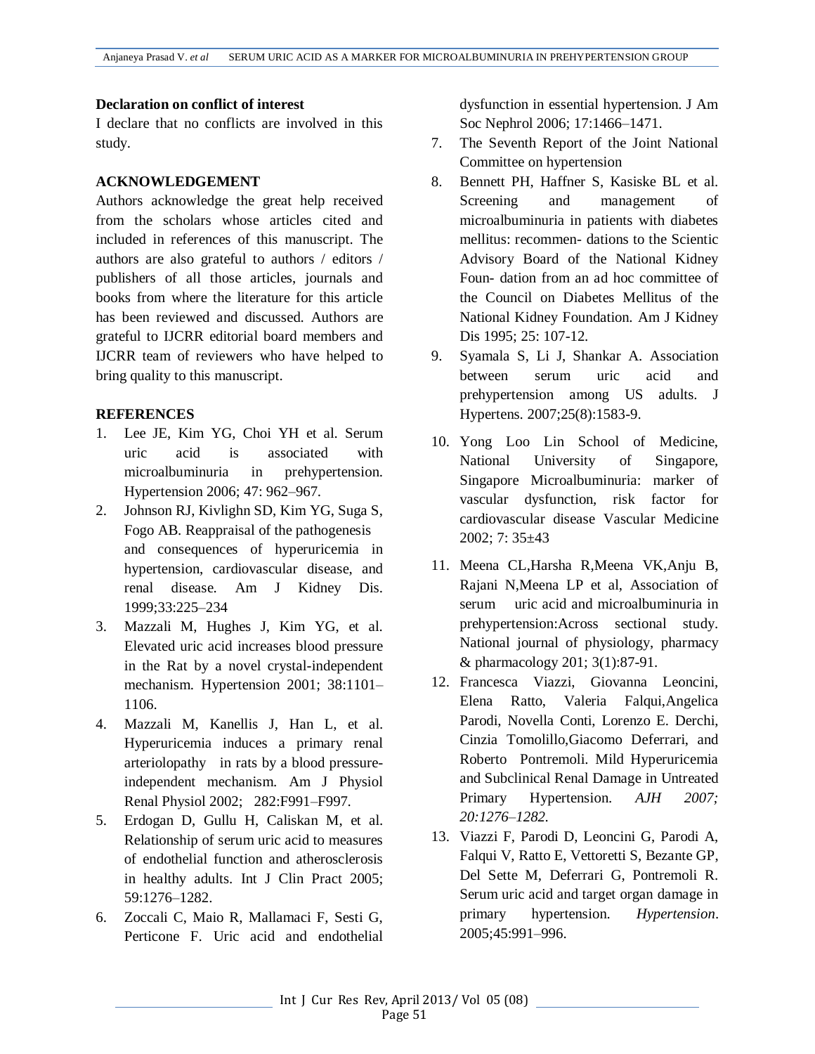**Declaration on conflict of interest**

I declare that no conflicts are involved in this study.

**ACKNOWLEDGEMENT**

Authors acknowledge the great help received from the scholars whose articles cited and included in references of this manuscript. The authors are also grateful to authors / editors / publishers of all those articles, journals and books from where the literature for this article has been reviewed and discussed. Authors are grateful to IJCRR editorial board members and IJCRR team of reviewers who have helped to bring quality to this manuscript.

**REFERENCES**

1. Lee JE, Kim YG, Choi YH et al. Serum uric acid is associated with microalbuminuria in prehypertension. Hypertension 2006; 47: 962–967.
2. Johnson RJ, Kivlighn SD, Kim YG, Suga S, Fogo AB. Reappraisal of the pathogenesis and consequences of hyperuricemia in hypertension, cardiovascular disease, and renal disease. Am J Kidney Dis. 1999;33:225–234
3. Mazzali M, Hughes J, Kim YG, et al. Elevated uric acid increases blood pressure in the Rat by a novel crystal-independent mechanism. Hypertension 2001; 38:1101–1106.
4. Mazzali M, Kanellis J, Han L, et al. Hyperuricemia induces a primary renal arteriolopathy in rats by a blood pressure-independent mechanism. Am J Physiol Renal Physiol 2002; 282:F991–F997.
5. Erdogan D, Gullu H, Caliskan M, et al. Relationship of serum uric acid to measures of endothelial function and atherosclerosis in healthy adults. Int J Clin Pract 2005; 59:1276–1282.
6. Zoccali C, Maio R, Mallamaci F, Sesti G, Perticone F. Uric acid and endothelial dysfunction in essential hypertension. J Am Soc Nephrol 2006; 17:1466–1471.
7. The Seventh Report of the Joint National Committee on hypertension
8. Bennett PH, Haffner S, Kasiske BL et al. Screening and management of microalbuminuria in patients with diabetes mellitus: recommen- dations to the Scientic Advisory Board of the National Kidney Foun- dation from an ad hoc committee of the Council on Diabetes Mellitus of the National Kidney Foundation. Am J Kidney Dis 1995; 25: 107-12.
9. Syamala S, Li J, Shankar A. Association between serum uric acid and prehypertension among US adults. J Hypertens. 2007;25(8):1583-9.
10. Yong Loo Lin School of Medicine, National University of Singapore, Singapore Microalbuminuria: marker of vascular dysfunction, risk factor for cardiovascular disease Vascular Medicine 2002; 7: 35±43
11. Meena CL,Harsha R,Meena VK,Anju B, Rajani N,Meena LP et al, Association of serum uric acid and microalbuminuria in prehypertension:Across sectional study. National journal of physiology, pharmacy & pharmacology 201; 3(1):87-91.
12. Francesca Viazzi, Giovanna Leoncini, Elena Ratto, Valeria Falqui,Angelica Parodi, Novella Conti, Lorenzo E. Derchi, Cinzia Tomolillo,Giacomo Deferrari, and Roberto Pontremoli. Mild Hyperuricemia and Subclinical Renal Damage in Untreated Primary Hypertension. *AJH 2007; 20:1276–1282.*
13. Viazzi F, Parodi D, Leoncini G, Parodi A, Falqui V, Ratto E, Vettoretti S, Bezante GP, Del Sette M, Deferrari G, Pontremoli R. Serum uric acid and target organ damage in primary hypertension. *Hypertension*. 2005;45:991–996.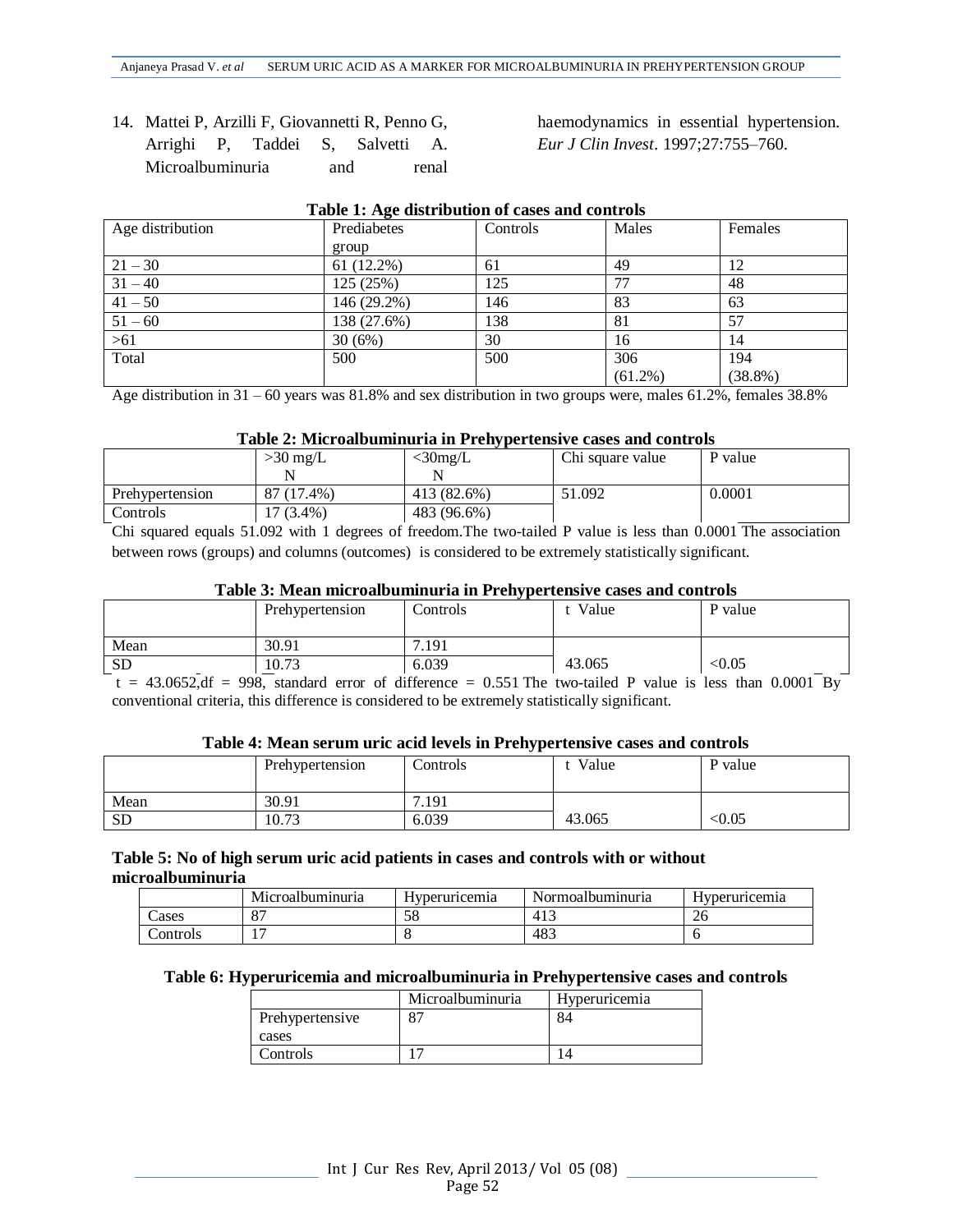14. Mattei P, Arzilli F, Giovannetti R, Penno G, Arrighi P, Taddei S, Salvetti A. Microalbuminuria and renal haemodynamics in essential hypertension. *Eur J Clin Invest*. 1997;27:755–760.

**Table 1: Age distribution of cases and controls**

| Age distribution | Prediabetes group | Controls | Males | Females |
|---|---|---|---|---|
| 21 – 30 | 61 (12.2%) | 61 | 49 | 12 |
| 31 – 40 | 125 (25%) | 125 | 77 | 48 |
| 41 – 50 | 146 (29.2%) | 146 | 83 | 63 |
| 51 – 60 | 138 (27.6%) | 138 | 81 | 57 |
| >61 | 30 (6%) | 30 | 16 | 14 |
| Total | 500 | 500 | 306 (61.2%) | 194 (38.8%) |

Age distribution in 31 – 60 years was 81.8% and sex distribution in two groups were, males 61.2%, females 38.8%

**Table 2: Microalbuminuria in Prehypertensive cases and controls**

| | >30 mg/L N | <30mg/L N | Chi square value | P value |
|---|---|---|---|---|
| Prehypertension | 87 (17.4%) | 413 (82.6%) | 51.092 | 0.0001 |
| Controls | 17 (3.4%) | 483 (96.6%) | | |

Chi squared equals 51.092 with 1 degrees of freedom.The two-tailed P value is less than 0.0001 The association between rows (groups) and columns (outcomes) is considered to be extremely statistically significant.

**Table 3: Mean microalbuminuria in Prehypertensive cases and controls**

| | Prehypertension | Controls | t Value | P value |
|---|---|---|---|---|
| Mean | 30.91 | 7.191 | 43.065 | <0.05 |
| SD | 10.73 | 6.039 | | |

t = 43.0652,df = 998, standard error of difference = 0.551 The two-tailed P value is less than 0.0001 By conventional criteria, this difference is considered to be extremely statistically significant.

**Table 4: Mean serum uric acid levels in Prehypertensive cases and controls**

| | Prehypertension | Controls | t Value | P value |
|---|---|---|---|---|
| Mean | 30.91 | 7.191 | 43.065 | <0.05 |
| SD | 10.73 | 6.039 | | |

**Table 5: No of high serum uric acid patients in cases and controls with or without microalbuminuria**

| | Microalbuminuria | Hyperuricemia | Normoalbuminuria | Hyperuricemia |
|---|---|---|---|---|
| Cases | 87 | 58 | 413 | 26 |
| Controls | 17 | 8 | 483 | 6 |

**Table 6: Hyperuricemia and microalbuminuria in Prehypertensive cases and controls**

| | Microalbuminuria | Hyperuricemia |
|---|---|---|
| Prehypertensive cases | 87 | 84 |
| Controls | 17 | 14 |